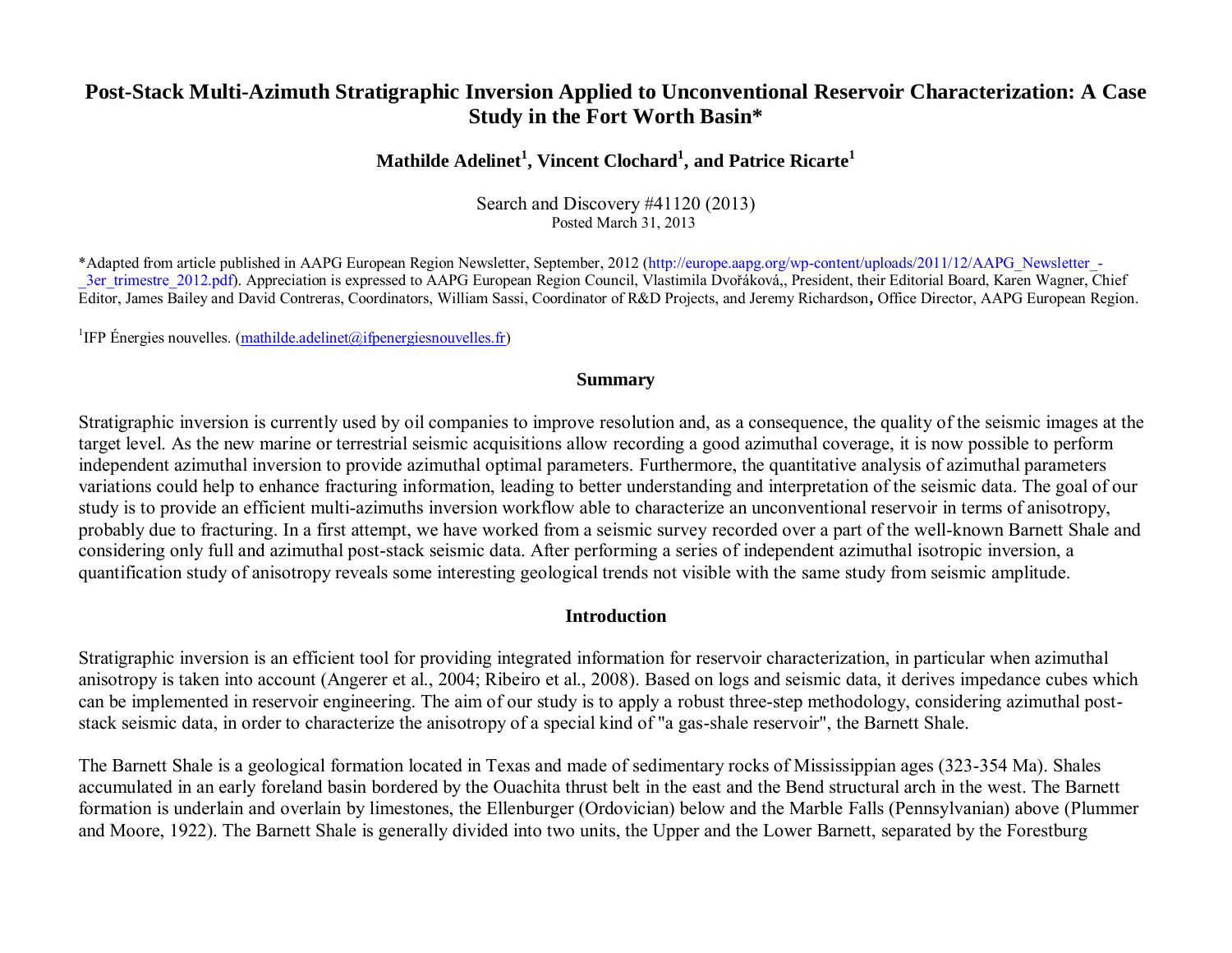# Post-Stack Multi-Azimuth Stratigraphic Inversion Applied to Unconventional Reservoir Characterization: A Case Study in the Fort Worth Basin*

**Mathilde Adelinet[1], Vincent Clochard[1], and Patrice Ricarte[1]**

Search and Discovery #41120 (2013)
Posted March 31, 2013

*Adapted from article published in AAPG European Region Newsletter, September, 2012 (http://europe.aapg.org/wp-content/uploads/2011/12/AAPG_Newsletter_-_3er_trimestre_2012.pdf). Appreciation is expressed to AAPG European Region Council, Vlastimila Dvořáková,, President, their Editorial Board, Karen Wagner, Chief Editor, James Bailey and David Contreras, Coordinators, William Sassi, Coordinator of R&D Projects, and Jeremy Richardson**,** Office Director, AAPG European Region.

[1]IFP Énergies nouvelles. (mathilde.adelinet@ifpenergiesnouvelles.fr)

## Summary

Stratigraphic inversion is currently used by oil companies to improve resolution and, as a consequence, the quality of the seismic images at the target level. As the new marine or terrestrial seismic acquisitions allow recording a good azimuthal coverage, it is now possible to perform independent azimuthal inversion to provide azimuthal optimal parameters. Furthermore, the quantitative analysis of azimuthal parameters variations could help to enhance fracturing information, leading to better understanding and interpretation of the seismic data. The goal of our study is to provide an efficient multi-azimuths inversion workflow able to characterize an unconventional reservoir in terms of anisotropy, probably due to fracturing. In a first attempt, we have worked from a seismic survey recorded over a part of the well-known Barnett Shale and considering only full and azimuthal post-stack seismic data. After performing a series of independent azimuthal isotropic inversion, a quantification study of anisotropy reveals some interesting geological trends not visible with the same study from seismic amplitude.

## Introduction

Stratigraphic inversion is an efficient tool for providing integrated information for reservoir characterization, in particular when azimuthal anisotropy is taken into account (Angerer et al., 2004; Ribeiro et al., 2008). Based on logs and seismic data, it derives impedance cubes which can be implemented in reservoir engineering. The aim of our study is to apply a robust three-step methodology, considering azimuthal post-stack seismic data, in order to characterize the anisotropy of a special kind of "a gas-shale reservoir", the Barnett Shale.

The Barnett Shale is a geological formation located in Texas and made of sedimentary rocks of Mississippian ages (323-354 Ma). Shales accumulated in an early foreland basin bordered by the Ouachita thrust belt in the east and the Bend structural arch in the west. The Barnett formation is underlain and overlain by limestones, the Ellenburger (Ordovician) below and the Marble Falls (Pennsylvanian) above (Plummer and Moore, 1922). The Barnett Shale is generally divided into two units, the Upper and the Lower Barnett, separated by the Forestburg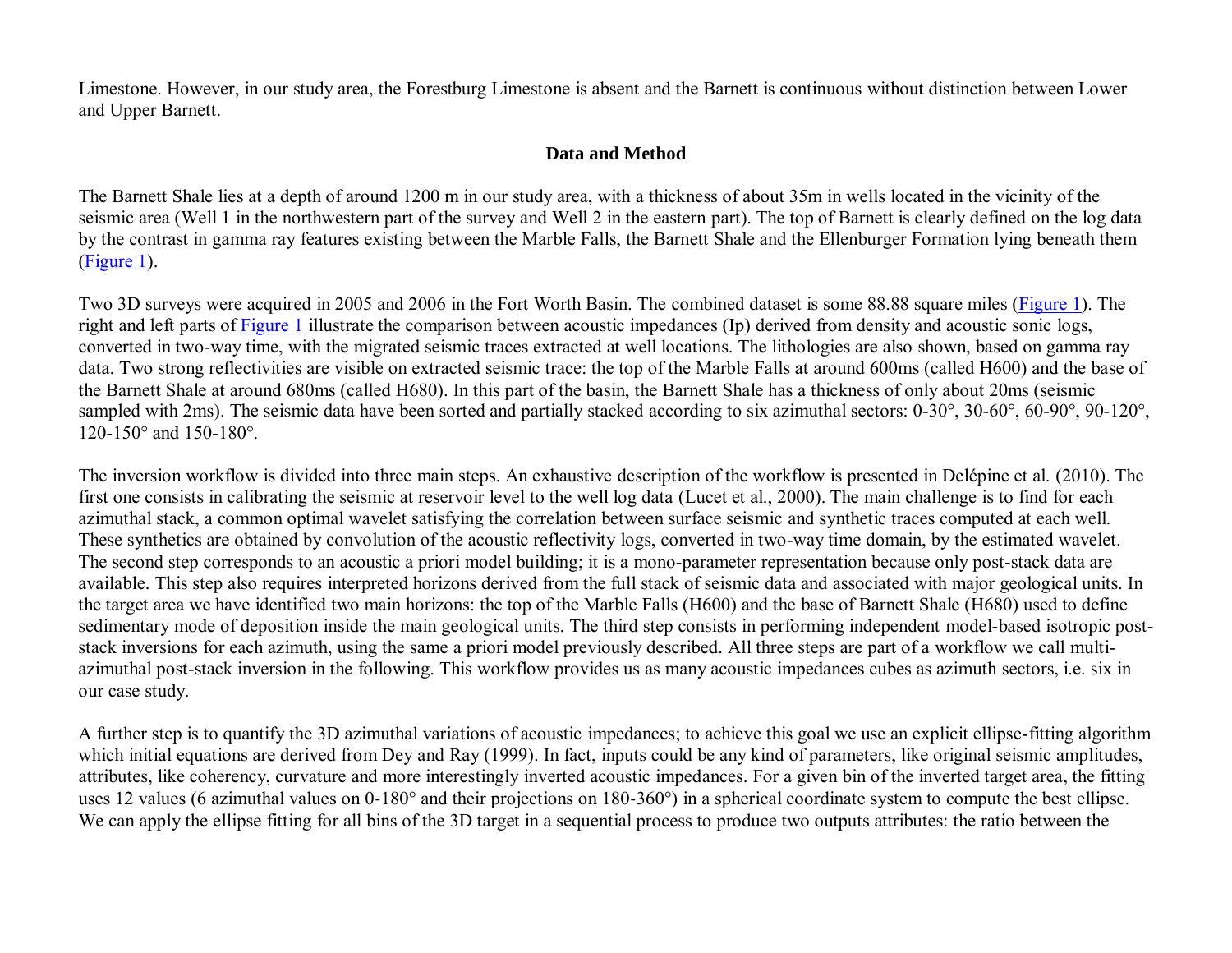Limestone. However, in our study area, the Forestburg Limestone is absent and the Barnett is continuous without distinction between Lower and Upper Barnett.

## Data and Method

The Barnett Shale lies at a depth of around 1200 m in our study area, with a thickness of about 35m in wells located in the vicinity of the seismic area (Well 1 in the northwestern part of the survey and Well 2 in the eastern part). The top of Barnett is clearly defined on the log data by the contrast in gamma ray features existing between the Marble Falls, the Barnett Shale and the Ellenburger Formation lying beneath them (Figure 1).

Two 3D surveys were acquired in 2005 and 2006 in the Fort Worth Basin. The combined dataset is some 88.88 square miles (Figure 1). The right and left parts of Figure 1 illustrate the comparison between acoustic impedances (Ip) derived from density and acoustic sonic logs, converted in two-way time, with the migrated seismic traces extracted at well locations. The lithologies are also shown, based on gamma ray data. Two strong reflectivities are visible on extracted seismic trace: the top of the Marble Falls at around 600ms (called H600) and the base of the Barnett Shale at around 680ms (called H680). In this part of the basin, the Barnett Shale has a thickness of only about 20ms (seismic sampled with 2ms). The seismic data have been sorted and partially stacked according to six azimuthal sectors: 0-30°, 30-60°, 60-90°, 90-120°, 120-150° and 150-180°.

The inversion workflow is divided into three main steps. An exhaustive description of the workflow is presented in Delépine et al. (2010). The first one consists in calibrating the seismic at reservoir level to the well log data (Lucet et al., 2000). The main challenge is to find for each azimuthal stack, a common optimal wavelet satisfying the correlation between surface seismic and synthetic traces computed at each well. These synthetics are obtained by convolution of the acoustic reflectivity logs, converted in two-way time domain, by the estimated wavelet. The second step corresponds to an acoustic a priori model building; it is a mono-parameter representation because only post-stack data are available. This step also requires interpreted horizons derived from the full stack of seismic data and associated with major geological units. In the target area we have identified two main horizons: the top of the Marble Falls (H600) and the base of Barnett Shale (H680) used to define sedimentary mode of deposition inside the main geological units. The third step consists in performing independent model-based isotropic post-stack inversions for each azimuth, using the same a priori model previously described. All three steps are part of a workflow we call multi-azimuthal post-stack inversion in the following. This workflow provides us as many acoustic impedances cubes as azimuth sectors, i.e. six in our case study.

A further step is to quantify the 3D azimuthal variations of acoustic impedances; to achieve this goal we use an explicit ellipse-fitting algorithm which initial equations are derived from Dey and Ray (1999). In fact, inputs could be any kind of parameters, like original seismic amplitudes, attributes, like coherency, curvature and more interestingly inverted acoustic impedances. For a given bin of the inverted target area, the fitting uses 12 values (6 azimuthal values on 0-180° and their projections on 180-360°) in a spherical coordinate system to compute the best ellipse. We can apply the ellipse fitting for all bins of the 3D target in a sequential process to produce two outputs attributes: the ratio between the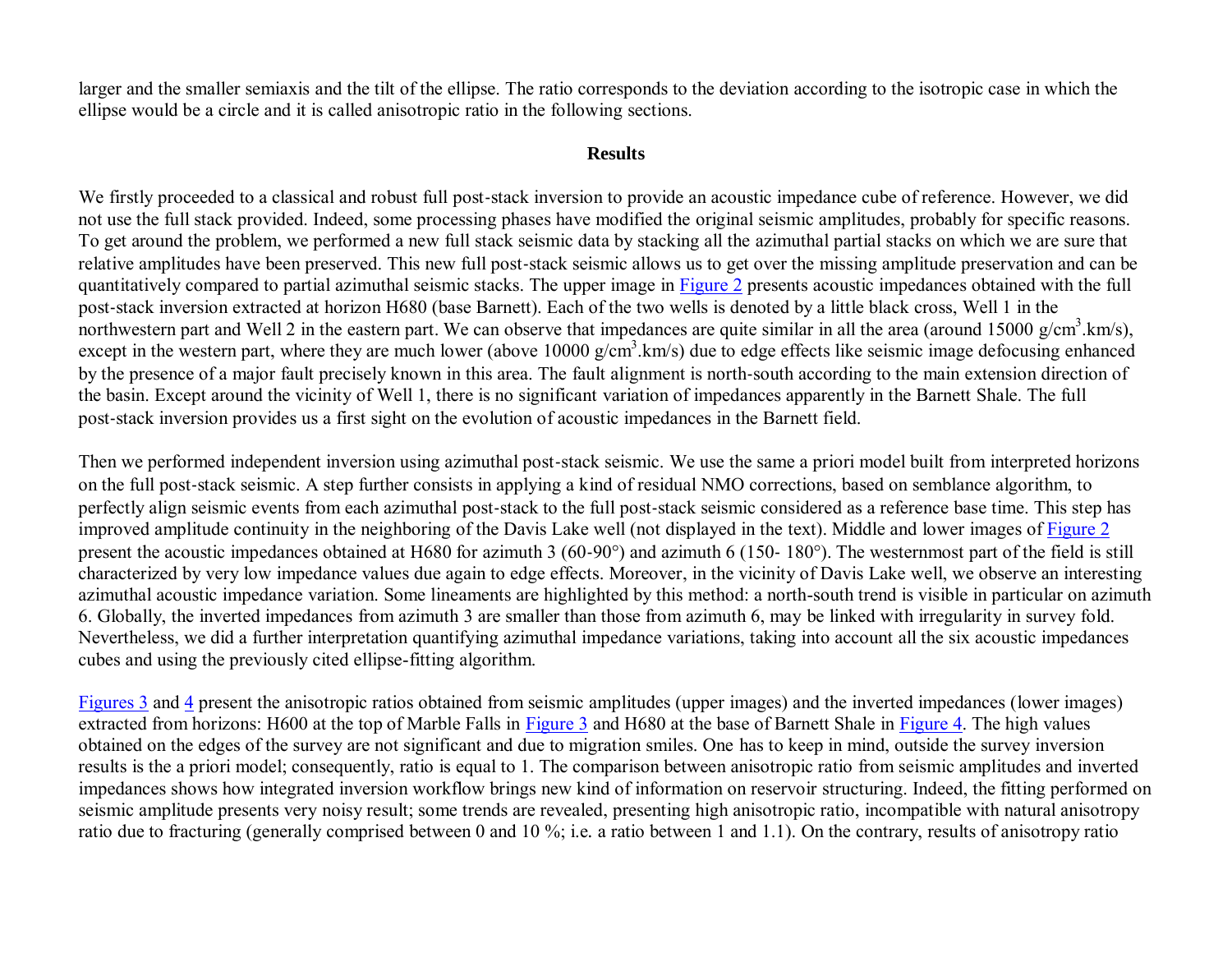larger and the smaller semiaxis and the tilt of the ellipse. The ratio corresponds to the deviation according to the isotropic case in which the ellipse would be a circle and it is called anisotropic ratio in the following sections.

## Results

We firstly proceeded to a classical and robust full post-stack inversion to provide an acoustic impedance cube of reference. However, we did not use the full stack provided. Indeed, some processing phases have modified the original seismic amplitudes, probably for specific reasons. To get around the problem, we performed a new full stack seismic data by stacking all the azimuthal partial stacks on which we are sure that relative amplitudes have been preserved. This new full post-stack seismic allows us to get over the missing amplitude preservation and can be quantitatively compared to partial azimuthal seismic stacks. The upper image in Figure 2 presents acoustic impedances obtained with the full post-stack inversion extracted at horizon H680 (base Barnett). Each of the two wells is denoted by a little black cross, Well 1 in the northwestern part and Well 2 in the eastern part. We can observe that impedances are quite similar in all the area (around 15000 $g/cm^3.km/s$), except in the western part, where they are much lower (above 10000 $g/cm^3.km/s$) due to edge effects like seismic image defocusing enhanced by the presence of a major fault precisely known in this area. The fault alignment is north-south according to the main extension direction of the basin. Except around the vicinity of Well 1, there is no significant variation of impedances apparently in the Barnett Shale. The full post-stack inversion provides us a first sight on the evolution of acoustic impedances in the Barnett field.

Then we performed independent inversion using azimuthal post-stack seismic. We use the same a priori model built from interpreted horizons on the full post-stack seismic. A step further consists in applying a kind of residual NMO corrections, based on semblance algorithm, to perfectly align seismic events from each azimuthal post-stack to the full post-stack seismic considered as a reference base time. This step has improved amplitude continuity in the neighboring of the Davis Lake well (not displayed in the text). Middle and lower images of Figure 2 present the acoustic impedances obtained at H680 for azimuth 3 (60-90°) and azimuth 6 (150- 180°). The westernmost part of the field is still characterized by very low impedance values due again to edge effects. Moreover, in the vicinity of Davis Lake well, we observe an interesting azimuthal acoustic impedance variation. Some lineaments are highlighted by this method: a north-south trend is visible in particular on azimuth 6. Globally, the inverted impedances from azimuth 3 are smaller than those from azimuth 6, may be linked with irregularity in survey fold. Nevertheless, we did a further interpretation quantifying azimuthal impedance variations, taking into account all the six acoustic impedances cubes and using the previously cited ellipse-fitting algorithm.

Figures 3 and 4 present the anisotropic ratios obtained from seismic amplitudes (upper images) and the inverted impedances (lower images) extracted from horizons: H600 at the top of Marble Falls in Figure 3 and H680 at the base of Barnett Shale in Figure 4. The high values obtained on the edges of the survey are not significant and due to migration smiles. One has to keep in mind, outside the survey inversion results is the a priori model; consequently, ratio is equal to 1. The comparison between anisotropic ratio from seismic amplitudes and inverted impedances shows how integrated inversion workflow brings new kind of information on reservoir structuring. Indeed, the fitting performed on seismic amplitude presents very noisy result; some trends are revealed, presenting high anisotropic ratio, incompatible with natural anisotropy ratio due to fracturing (generally comprised between 0 and 10 %; i.e. a ratio between 1 and 1.1). On the contrary, results of anisotropy ratio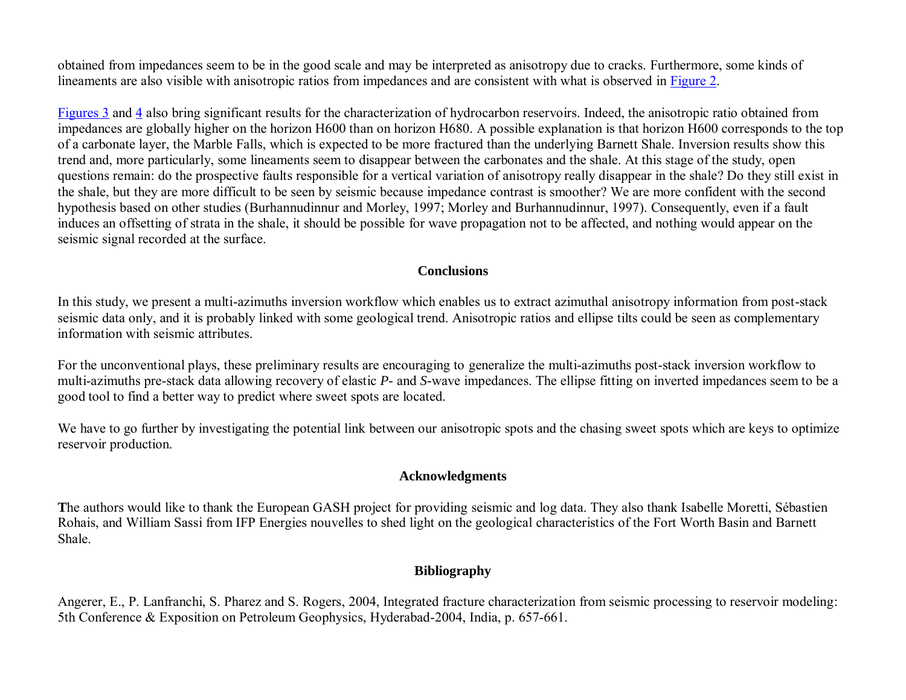obtained from impedances seem to be in the good scale and may be interpreted as anisotropy due to cracks. Furthermore, some kinds of lineaments are also visible with anisotropic ratios from impedances and are consistent with what is observed in Figure 2.

Figures 3 and 4 also bring significant results for the characterization of hydrocarbon reservoirs. Indeed, the anisotropic ratio obtained from impedances are globally higher on the horizon H600 than on horizon H680. A possible explanation is that horizon H600 corresponds to the top of a carbonate layer, the Marble Falls, which is expected to be more fractured than the underlying Barnett Shale. Inversion results show this trend and, more particularly, some lineaments seem to disappear between the carbonates and the shale. At this stage of the study, open questions remain: do the prospective faults responsible for a vertical variation of anisotropy really disappear in the shale? Do they still exist in the shale, but they are more difficult to be seen by seismic because impedance contrast is smoother? We are more confident with the second hypothesis based on other studies (Burhannudinnur and Morley, 1997; Morley and Burhannudinnur, 1997). Consequently, even if a fault induces an offsetting of strata in the shale, it should be possible for wave propagation not to be affected, and nothing would appear on the seismic signal recorded at the surface.

## Conclusions

In this study, we present a multi-azimuths inversion workflow which enables us to extract azimuthal anisotropy information from post-stack seismic data only, and it is probably linked with some geological trend. Anisotropic ratios and ellipse tilts could be seen as complementary information with seismic attributes.

For the unconventional plays, these preliminary results are encouraging to generalize the multi-azimuths post-stack inversion workflow to multi-azimuths pre-stack data allowing recovery of elastic *P*- and *S*-wave impedances. The ellipse fitting on inverted impedances seem to be a good tool to find a better way to predict where sweet spots are located.

We have to go further by investigating the potential link between our anisotropic spots and the chasing sweet spots which are keys to optimize reservoir production.

## Acknowledgments

The authors would like to thank the European GASH project for providing seismic and log data. They also thank Isabelle Moretti, Sébastien Rohais, and William Sassi from IFP Energies nouvelles to shed light on the geological characteristics of the Fort Worth Basin and Barnett Shale.

## Bibliography

Angerer, E., P. Lanfranchi, S. Pharez and S. Rogers, 2004, Integrated fracture characterization from seismic processing to reservoir modeling: 5th Conference & Exposition on Petroleum Geophysics, Hyderabad-2004, India, p. 657-661.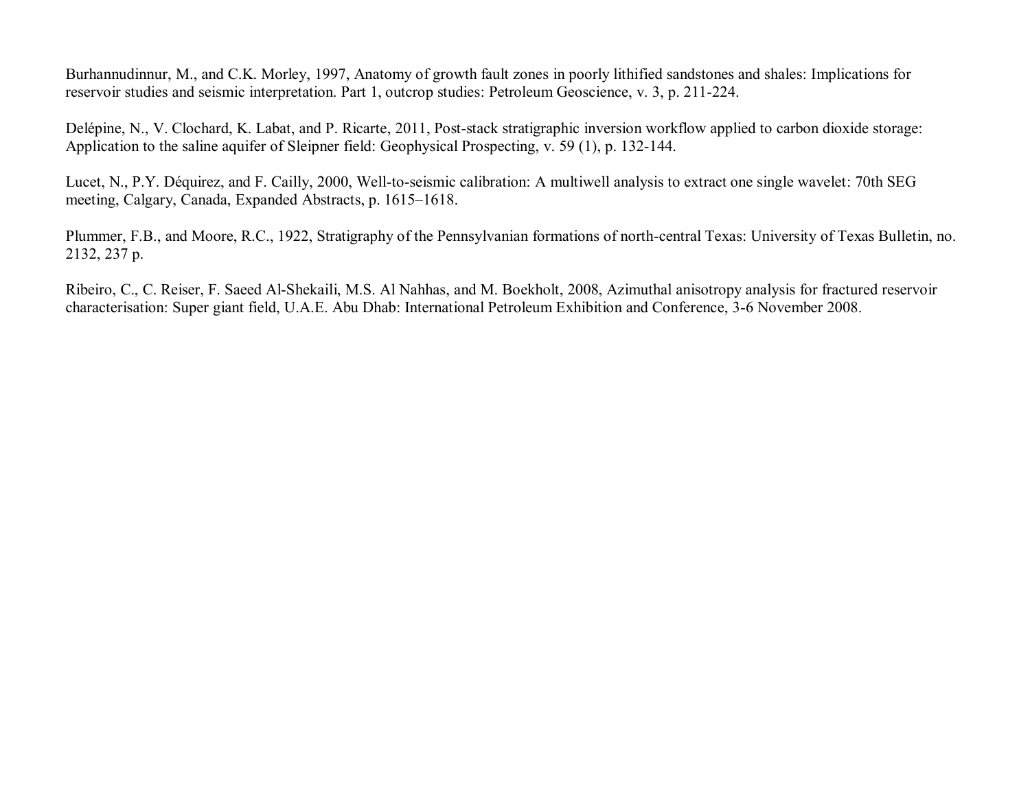Burhannudinnur, M., and C.K. Morley, 1997, Anatomy of growth fault zones in poorly lithified sandstones and shales: Implications for reservoir studies and seismic interpretation. Part 1, outcrop studies: Petroleum Geoscience, v. 3, p. 211-224.

Delépine, N., V. Clochard, K. Labat, and P. Ricarte, 2011, Post-stack stratigraphic inversion workflow applied to carbon dioxide storage: Application to the saline aquifer of Sleipner field: Geophysical Prospecting, v. 59 (1), p. 132-144.

Lucet, N., P.Y. Déquirez, and F. Cailly, 2000, Well-to-seismic calibration: A multiwell analysis to extract one single wavelet: 70th SEG meeting, Calgary, Canada, Expanded Abstracts, p. 1615–1618.

Plummer, F.B., and Moore, R.C., 1922, Stratigraphy of the Pennsylvanian formations of north-central Texas: University of Texas Bulletin, no. 2132, 237 p.

Ribeiro, C., C. Reiser, F. Saeed Al-Shekaili, M.S. Al Nahhas, and M. Boekholt, 2008, Azimuthal anisotropy analysis for fractured reservoir characterisation: Super giant field, U.A.E. Abu Dhab: International Petroleum Exhibition and Conference, 3-6 November 2008.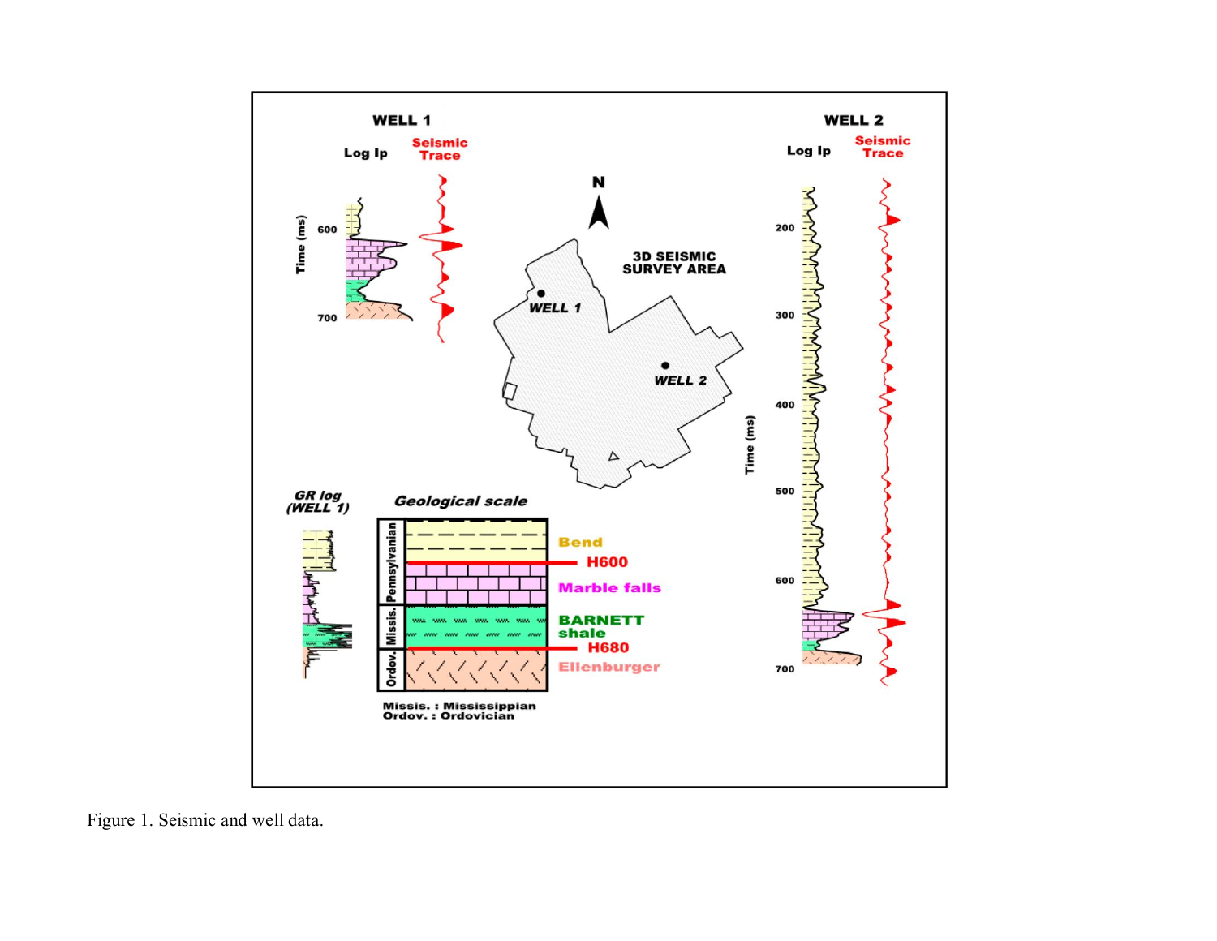Figure 1. Seismic and well data.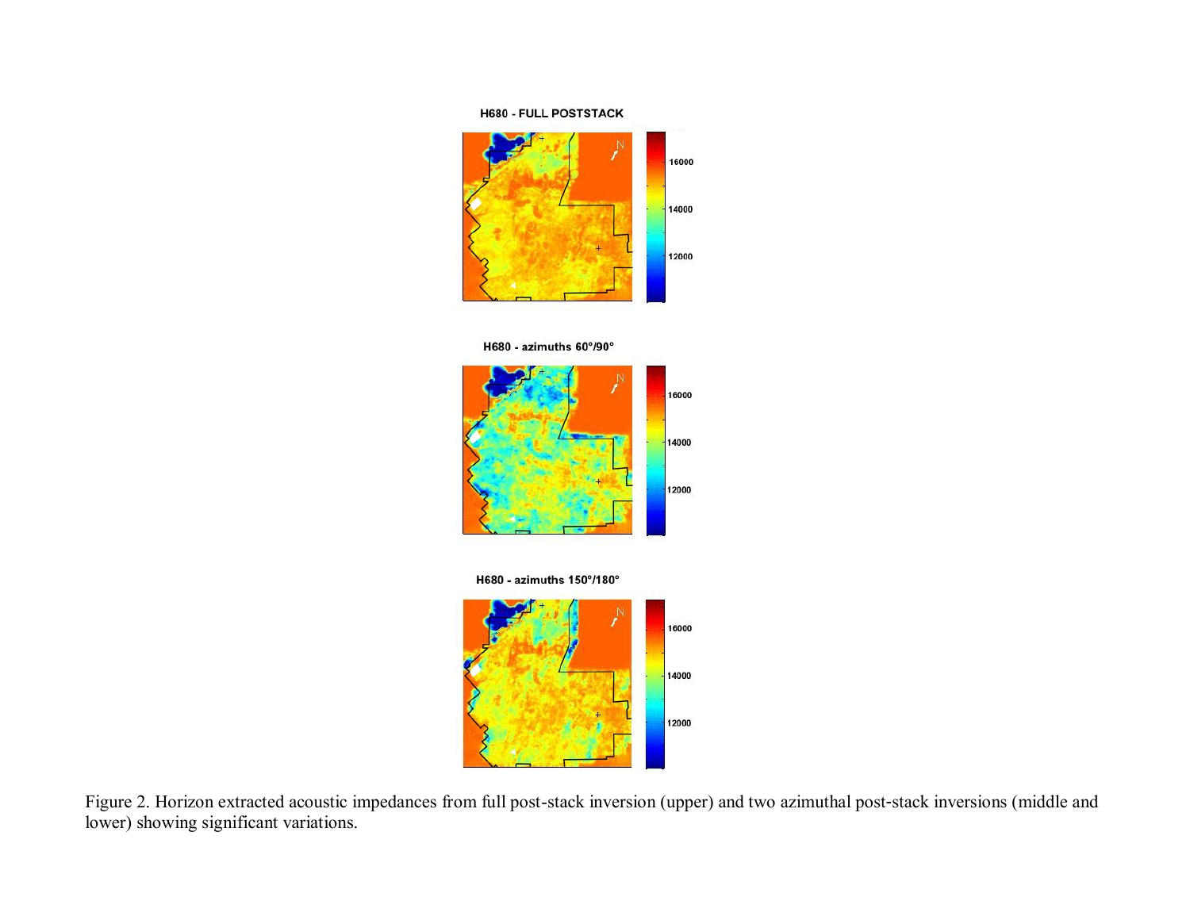Figure 2. Horizon extracted acoustic impedances from full post-stack inversion (upper) and two azimuthal post-stack inversions (middle and lower) showing significant variations.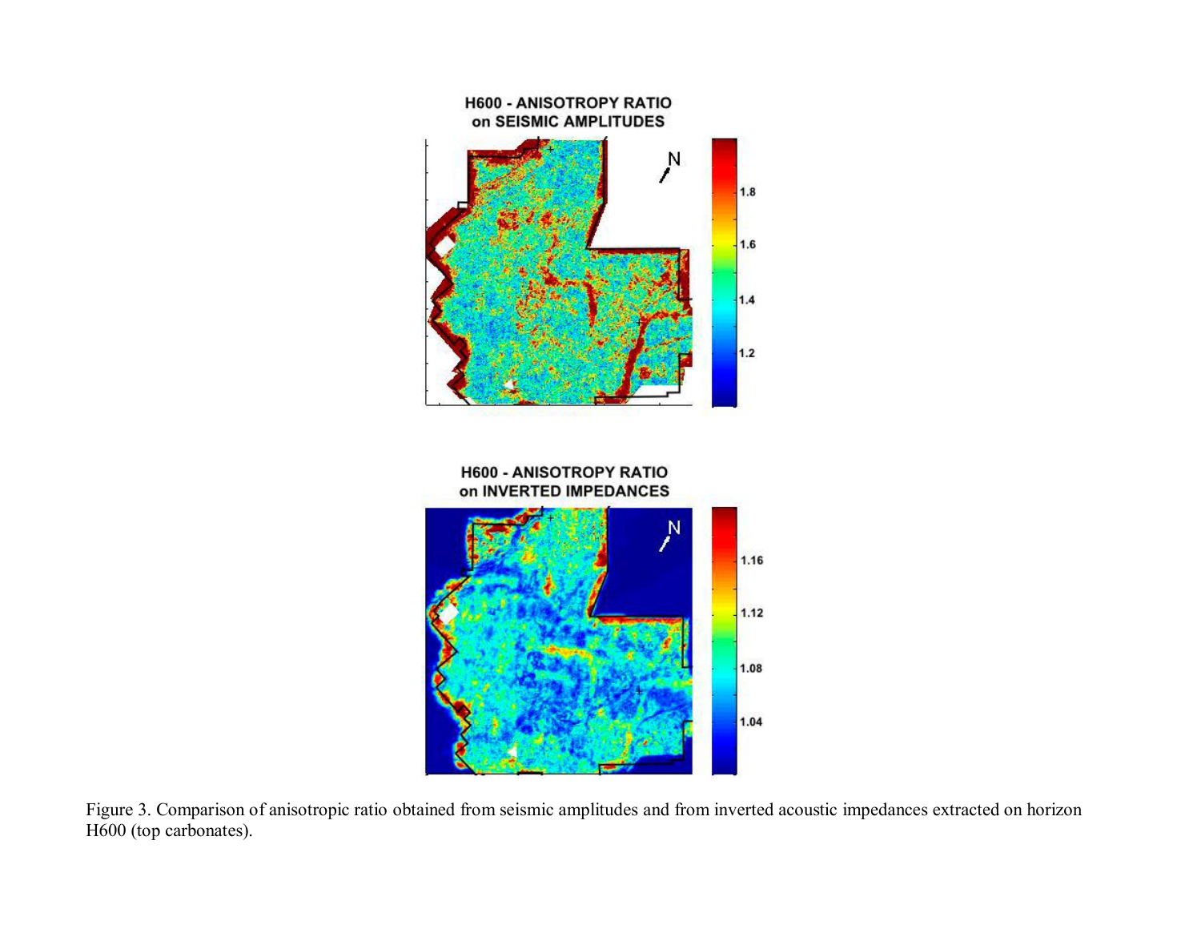Figure 3. Comparison of anisotropic ratio obtained from seismic amplitudes and from inverted acoustic impedances extracted on horizon H600 (top carbonates).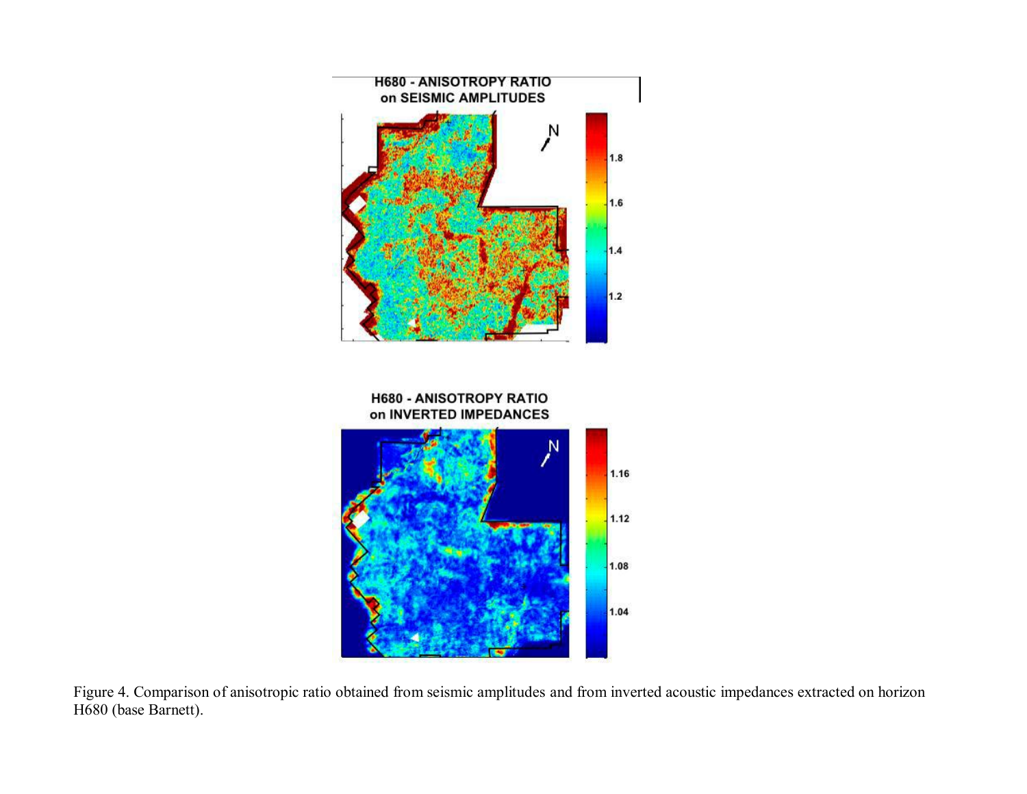H680 - ANISOTROPY RATIO
on SEISMIC AMPLITUDES

N

1.8
1.6
1.4
1.2

H680 - ANISOTROPY RATIO
on INVERTED IMPEDANCES

N

1.16
1.12
1.08
1.04

Figure 4. Comparison of anisotropic ratio obtained from seismic amplitudes and from inverted acoustic impedances extracted on horizon H680 (base Barnett).